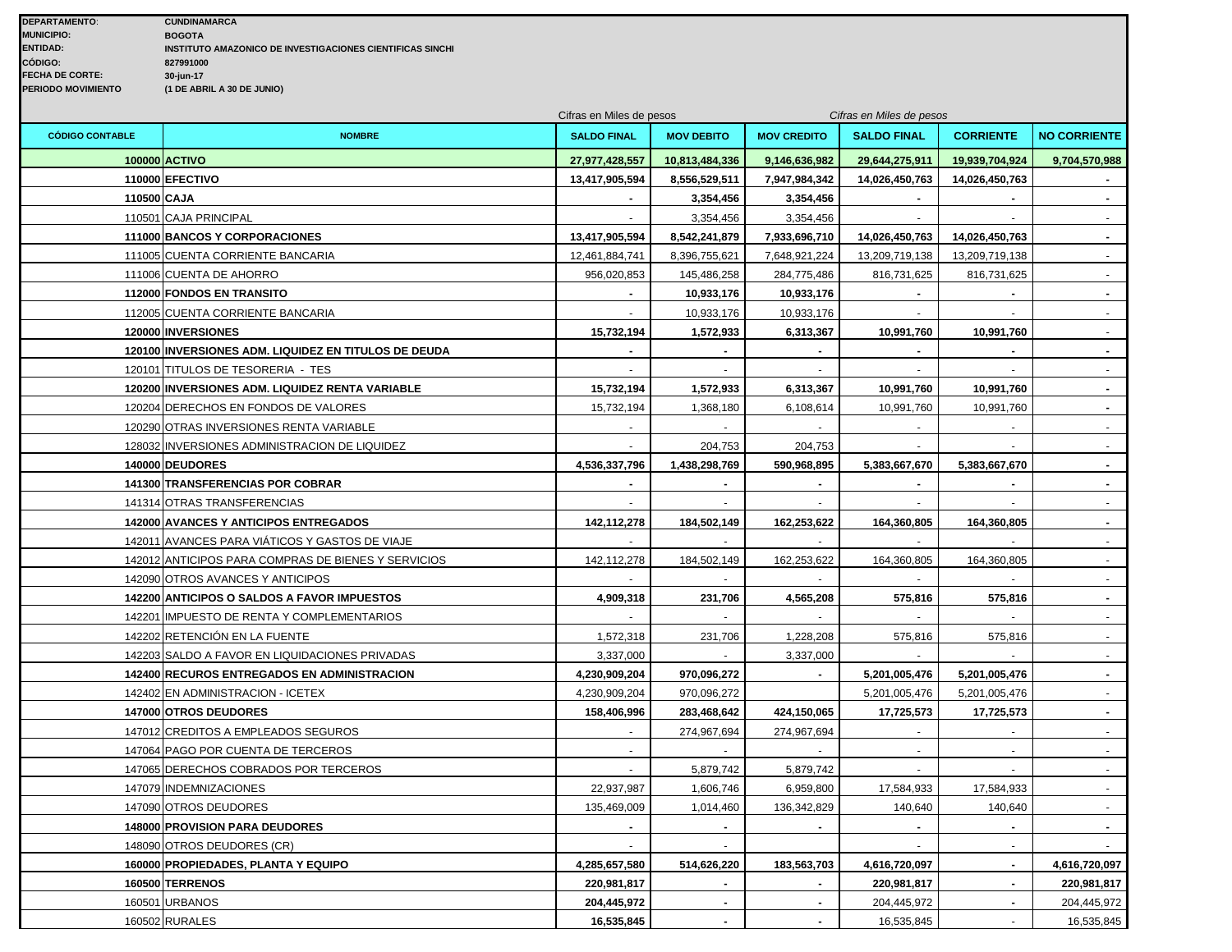**DEPARTAMENTO:** CUNDINAMARCA
**MUNICIPIO:** BOGOTA
**ENTIDAD:** INSTITUTO AMAZONICO DE INVESTIGACIONES CIENTIFICAS SINCHI
**CÓDIGO:** 827991000
**FECHA DE CORTE:** 30-jun-17
**PERIODO MOVIMIENTO** (1 DE ABRIL A 30 DE JUNIO)

| | | Cifras en Miles de pesos | | | *Cifras en Miles de pesos* | | |
|---|---|---|---|---|---|---|---|
| **CÓDIGO CONTABLE** | **NOMBRE** | **SALDO FINAL** | **MOV DEBITO** | **MOV CREDITO** | **SALDO FINAL** | **CORRIENTE** | **NO CORRIENTE** |
| **100000** | **ACTIVO** | **27,977,428,557** | **10,813,484,336** | **9,146,636,982** | **29,644,275,911** | **19,939,704,924** | **9,704,570,988** |
| **110000** | **EFECTIVO** | **13,417,905,594** | **8,556,529,511** | **7,947,984,342** | **14,026,450,763** | **14,026,450,763** | **-** |
| **110500** | **CAJA** | **-** | **3,354,456** | **3,354,456** | **-** | **-** | **-** |
| 110501 | CAJA PRINCIPAL | - | 3,354,456 | 3,354,456 | - | - | - |
| **111000** | **BANCOS Y CORPORACIONES** | **13,417,905,594** | **8,542,241,879** | **7,933,696,710** | **14,026,450,763** | **14,026,450,763** | **-** |
| 111005 | CUENTA CORRIENTE BANCARIA | 12,461,884,741 | 8,396,755,621 | 7,648,921,224 | 13,209,719,138 | 13,209,719,138 | - |
| 111006 | CUENTA DE AHORRO | 956,020,853 | 145,486,258 | 284,775,486 | 816,731,625 | 816,731,625 | - |
| **112000** | **FONDOS EN TRANSITO** | **-** | **10,933,176** | **10,933,176** | **-** | **-** | **-** |
| 112005 | CUENTA CORRIENTE BANCARIA | - | 10,933,176 | 10,933,176 | - | - | - |
| **120000** | **INVERSIONES** | **15,732,194** | **1,572,933** | **6,313,367** | **10,991,760** | **10,991,760** | - |
| **120100** | **INVERSIONES ADM. LIQUIDEZ EN TITULOS DE DEUDA** | **-** | **-** | **-** | **-** | **-** | **-** |
| 120101 | TITULOS DE TESORERIA - TES | - | - | - | - | - | - |
| **120200** | **INVERSIONES ADM. LIQUIDEZ RENTA VARIABLE** | **15,732,194** | **1,572,933** | **6,313,367** | **10,991,760** | **10,991,760** | **-** |
| 120204 | DERECHOS EN FONDOS DE VALORES | 15,732,194 | 1,368,180 | 6,108,614 | 10,991,760 | 10,991,760 | **-** |
| 120290 | OTRAS INVERSIONES RENTA VARIABLE | - | - | - | - | - | - |
| 128032 | INVERSIONES ADMINISTRACION DE LIQUIDEZ | - | 204,753 | 204,753 | - | - | - |
| **140000** | **DEUDORES** | **4,536,337,796** | **1,438,298,769** | **590,968,895** | **5,383,667,670** | **5,383,667,670** | **-** |
| **141300** | **TRANSFERENCIAS POR COBRAR** | **-** | **-** | **-** | **-** | **-** | **-** |
| 141314 | OTRAS TRANSFERENCIAS | - | - | - | - | - | - |
| **142000** | **AVANCES Y ANTICIPOS ENTREGADOS** | **142,112,278** | **184,502,149** | **162,253,622** | **164,360,805** | **164,360,805** | **-** |
| 142011 | AVANCES PARA VIÁTICOS Y GASTOS DE VIAJE | - | - | - | - | - | - |
| 142012 | ANTICIPOS PARA COMPRAS DE BIENES Y SERVICIOS | 142,112,278 | 184,502,149 | 162,253,622 | 164,360,805 | 164,360,805 | - |
| 142090 | OTROS AVANCES Y ANTICIPOS | - | - | - | - | - | - |
| **142200** | **ANTICIPOS O SALDOS A FAVOR IMPUESTOS** | **4,909,318** | **231,706** | **4,565,208** | **575,816** | **575,816** | **-** |
| 142201 | IMPUESTO DE RENTA Y COMPLEMENTARIOS | - | - | - | - | - | - |
| 142202 | RETENCIÓN EN LA FUENTE | 1,572,318 | 231,706 | 1,228,208 | 575,816 | 575,816 | - |
| 142203 | SALDO A FAVOR EN LIQUIDACIONES PRIVADAS | 3,337,000 | - | 3,337,000 | - | - | - |
| **142400** | **RECURSOS ENTREGADOS EN ADMINISTRACION** | **4,230,909,204** | **970,096,272** | **-** | **5,201,005,476** | **5,201,005,476** | **-** |
| 142402 | EN ADMINISTRACION - ICETEX | 4,230,909,204 | 970,096,272 | | 5,201,005,476 | 5,201,005,476 | - |
| **147000** | **OTROS DEUDORES** | **158,406,996** | **283,468,642** | **424,150,065** | **17,725,573** | **17,725,573** | **-** |
| 147012 | CREDITOS A EMPLEADOS SEGUROS | - | 274,967,694 | 274,967,694 | - | - | - |
| 147064 | PAGO POR CUENTA DE TERCEROS | - | - | - | - | - | - |
| 147065 | DERECHOS COBRADOS POR TERCEROS | - | 5,879,742 | 5,879,742 | - | - | - |
| 147079 | INDEMNIZACIONES | 22,937,987 | 1,606,746 | 6,959,800 | 17,584,933 | 17,584,933 | - |
| 147090 | OTROS DEUDORES | 135,469,009 | 1,014,460 | 136,342,829 | 140,640 | 140,640 | - |
| **148000** | **PROVISION PARA DEUDORES** | **-** | **-** | **-** | **-** | **-** | **-** |
| 148090 | OTROS DEUDORES (CR) | - | - | | - | - | - |
| **160000** | **PROPIEDADES, PLANTA Y EQUIPO** | **4,285,657,580** | **514,626,220** | **183,563,703** | **4,616,720,097** | **-** | **4,616,720,097** |
| **160500** | **TERRENOS** | **220,981,817** | **-** | **-** | **220,981,817** | **-** | **220,981,817** |
| 160501 | URBANOS | **204,445,972** | **-** | **-** | 204,445,972 | **-** | 204,445,972 |
| 160502 | RURALES | **16,535,845** | **-** | **-** | 16,535,845 | - | 16,535,845 |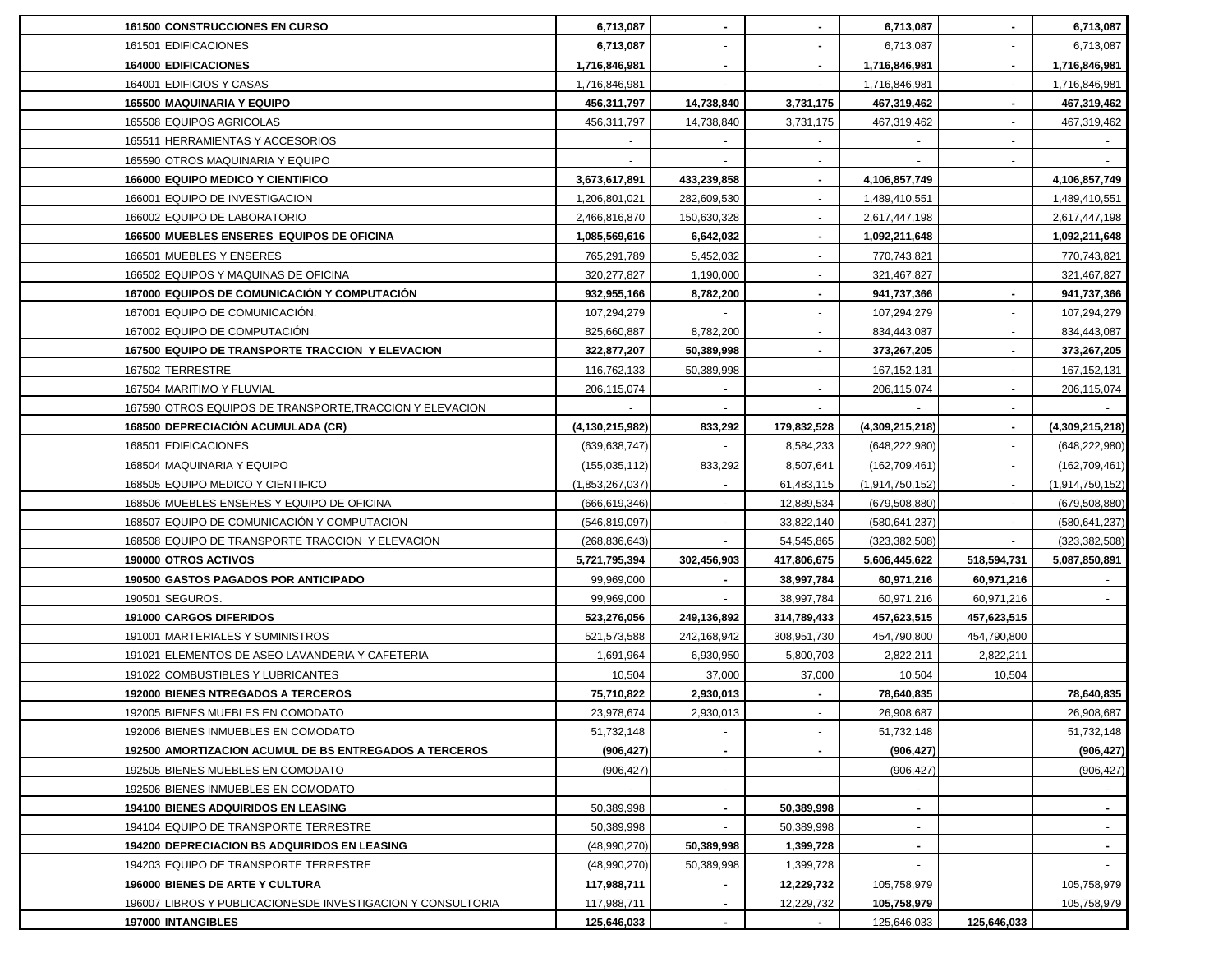| | | | | | | | |
|---|---|---|---|---|---|---|---|
| **161500** | **CONSTRUCCIONES EN CURSO** | **6,713,087** | **-** | **-** | **6,713,087** | **-** | **6,713,087** |
| 161501 | EDIFICACIONES | **6,713,087** | - | **-** | 6,713,087 | - | 6,713,087 |
| **164000** | **EDIFICACIONES** | **1,716,846,981** | **-** | **-** | **1,716,846,981** | **-** | **1,716,846,981** |
| 164001 | EDIFICIOS Y CASAS | 1,716,846,981 | - | - | 1,716,846,981 | - | 1,716,846,981 |
| **165500** | **MAQUINARIA Y EQUIPO** | **456,311,797** | **14,738,840** | **3,731,175** | **467,319,462** | **-** | **467,319,462** |
| 165508 | EQUIPOS AGRICOLAS | 456,311,797 | 14,738,840 | 3,731,175 | 467,319,462 | - | 467,319,462 |
| 165511 | HERRAMIENTAS Y ACCESORIOS | - | - | - | - | - | - |
| 165590 | OTROS MAQUINARIA Y EQUIPO | - | - | - | - | - | - |
| **166000** | **EQUIPO MEDICO Y CIENTIFICO** | **3,673,617,891** | **433,239,858** | **-** | **4,106,857,749** | | **4,106,857,749** |
| 166001 | EQUIPO DE INVESTIGACION | 1,206,801,021 | 282,609,530 | - | 1,489,410,551 | | 1,489,410,551 |
| 166002 | EQUIPO DE LABORATORIO | 2,466,816,870 | 150,630,328 | - | 2,617,447,198 | | 2,617,447,198 |
| **166500** | **MUEBLES ENSERES EQUIPOS DE OFICINA** | **1,085,569,616** | **6,642,032** | **-** | **1,092,211,648** | | **1,092,211,648** |
| 166501 | MUEBLES Y ENSERES | 765,291,789 | 5,452,032 | - | 770,743,821 | | 770,743,821 |
| 166502 | EQUIPOS Y MAQUINAS DE OFICINA | 320,277,827 | 1,190,000 | - | 321,467,827 | | 321,467,827 |
| **167000** | **EQUIPOS DE COMUNICACIÓN Y COMPUTACIÓN** | **932,955,166** | **8,782,200** | **-** | **941,737,366** | **-** | **941,737,366** |
| 167001 | EQUIPO DE COMUNICACIÓN. | 107,294,279 | - | - | 107,294,279 | - | 107,294,279 |
| 167002 | EQUIPO DE COMPUTACIÓN | 825,660,887 | 8,782,200 | - | 834,443,087 | - | 834,443,087 |
| **167500** | **EQUIPO DE TRANSPORTE TRACCION Y ELEVACION** | **322,877,207** | **50,389,998** | **-** | **373,267,205** | - | **373,267,205** |
| 167502 | TERRESTRE | 116,762,133 | 50,389,998 | - | 167,152,131 | - | 167,152,131 |
| 167504 | MARITIMO Y FLUVIAL | 206,115,074 | - | - | 206,115,074 | - | 206,115,074 |
| 167590 | OTROS EQUIPOS DE TRANSPORTE,TRACCION Y ELEVACION | - | - | - | - | - | - |
| **168500** | **DEPRECIACIÓN ACUMULADA (CR)** | **(4,130,215,982)** | **833,292** | **179,832,528** | **(4,309,215,218)** | **-** | **(4,309,215,218)** |
| 168501 | EDIFICACIONES | (639,638,747) | - | 8,584,233 | (648,222,980) | - | (648,222,980) |
| 168504 | MAQUINARIA Y EQUIPO | (155,035,112) | 833,292 | 8,507,641 | (162,709,461) | - | (162,709,461) |
| 168505 | EQUIPO MEDICO Y CIENTIFICO | (1,853,267,037) | - | 61,483,115 | (1,914,750,152) | - | (1,914,750,152) |
| 168506 | MUEBLES ENSERES Y EQUIPO DE OFICINA | (666,619,346) | - | 12,889,534 | (679,508,880) | - | (679,508,880) |
| 168507 | EQUIPO DE COMUNICACIÓN Y COMPUTACION | (546,819,097) | - | 33,822,140 | (580,641,237) | - | (580,641,237) |
| 168508 | EQUIPO DE TRANSPORTE TRACCION Y ELEVACION | (268,836,643) | - | 54,545,865 | (323,382,508) | - | (323,382,508) |
| **190000** | **OTROS ACTIVOS** | **5,721,795,394** | **302,456,903** | **417,806,675** | **5,606,445,622** | **518,594,731** | **5,087,850,891** |
| **190500** | **GASTOS PAGADOS POR ANTICIPADO** | 99,969,000 | **-** | **38,997,784** | **60,971,216** | **60,971,216** | - |
| 190501 | SEGUROS. | 99,969,000 | - | 38,997,784 | 60,971,216 | 60,971,216 | - |
| **191000** | **CARGOS DIFERIDOS** | **523,276,056** | **249,136,892** | **314,789,433** | **457,623,515** | **457,623,515** | |
| 191001 | MARTERIALES Y SUMINISTROS | 521,573,588 | 242,168,942 | 308,951,730 | 454,790,800 | 454,790,800 | |
| 191021 | ELEMENTOS DE ASEO LAVANDERIA Y CAFETERIA | 1,691,964 | 6,930,950 | 5,800,703 | 2,822,211 | 2,822,211 | |
| 191022 | COMBUSTIBLES Y LUBRICANTES | 10,504 | 37,000 | 37,000 | 10,504 | 10,504 | |
| **192000** | **BIENES NTREGADOS A TERCEROS** | **75,710,822** | **2,930,013** | **-** | **78,640,835** | | **78,640,835** |
| 192005 | BIENES MUEBLES EN COMODATO | 23,978,674 | 2,930,013 | - | 26,908,687 | | 26,908,687 |
| 192006 | BIENES INMUEBLES EN COMODATO | 51,732,148 | - | - | 51,732,148 | | 51,732,148 |
| **192500** | **AMORTIZACION ACUMUL DE BS ENTREGADOS A TERCEROS** | **(906,427)** | **-** | **-** | **(906,427)** | | **(906,427)** |
| 192505 | BIENES MUEBLES EN COMODATO | (906,427) | - | - | (906,427) | | (906,427) |
| 192506 | BIENES INMUEBLES EN COMODATO | - | - | | - | | - |
| **194100** | **BIENES ADQUIRIDOS EN LEASING** | 50,389,998 | **-** | **50,389,998** | **-** | | **-** |
| 194104 | EQUIPO DE TRANSPORTE TERRESTRE | 50,389,998 | - | 50,389,998 | - | | - |
| **194200** | **DEPRECIACION BS ADQUIRIDOS EN LEASING** | (48,990,270) | **50,389,998** | **1,399,728** | **-** | | **-** |
| 194203 | EQUIPO DE TRANSPORTE TERRESTRE | (48,990,270) | 50,389,998 | 1,399,728 | - | | - |
| **196000** | **BIENES DE ARTE Y CULTURA** | **117,988,711** | **-** | **12,229,732** | 105,758,979 | | 105,758,979 |
| 196007 | LIBROS Y PUBLICACIONESDE INVESTIGACION Y CONSULTORIA | 117,988,711 | - | 12,229,732 | **105,758,979** | | 105,758,979 |
| **197000** | **INTANGIBLES** | **125,646,033** | **-** | **-** | 125,646,033 | **125,646,033** | |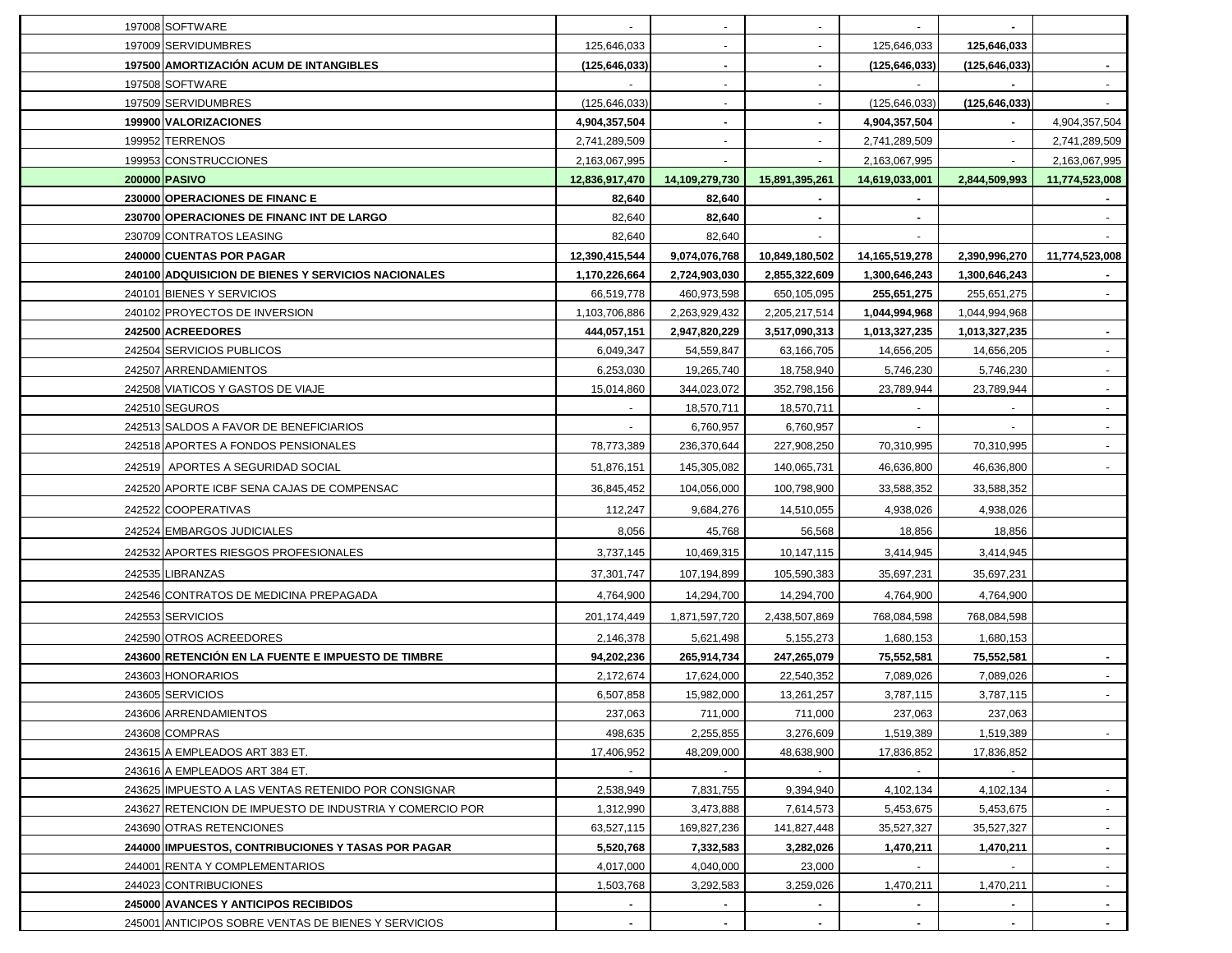| | | | | | | | |
|---|---|---|---|---|---|---|---|
| 197008 | SOFTWARE | - | - | - | - | - | |
| 197009 | SERVIDUMBRES | 125,646,033 | - | - | 125,646,033 | **125,646,033** | |
| **197500** | **AMORTIZACIÓN ACUM DE INTANGIBLES** | **(125,646,033)** | **-** | **-** | **(125,646,033)** | **(125,646,033)** | **-** |
| 197508 | SOFTWARE | - | - | - | - | **-** | - |
| 197509 | SERVIDUMBRES | (125,646,033) | - | - | (125,646,033) | **(125,646,033)** | - |
| **199900** | **VALORIZACIONES** | **4,904,357,504** | **-** | **-** | **4,904,357,504** | **-** | 4,904,357,504 |
| 199952 | TERRENOS | 2,741,289,509 | - | - | 2,741,289,509 | - | 2,741,289,509 |
| 199953 | CONSTRUCCIONES | 2,163,067,995 | - | - | 2,163,067,995 | - | 2,163,067,995 |
| **200000** | **PASIVO** | **12,836,917,470** | **14,109,279,730** | **15,891,395,261** | **14,619,033,001** | **2,844,509,993** | **11,774,523,008** |
| **230000** | **OPERACIONES DE FINANC E** | **82,640** | **82,640** | **-** | **-** | | **-** |
| **230700** | **OPERACIONES DE FINANC INT DE LARGO** | 82,640 | **82,640** | **-** | **-** | | - |
| 230709 | CONTRATOS LEASING | 82,640 | 82,640 | - | - | | - |
| **240000** | **CUENTAS POR PAGAR** | **12,390,415,544** | **9,074,076,768** | **10,849,180,502** | **14,165,519,278** | **2,390,996,270** | **11,774,523,008** |
| **240100** | **ADQUISICION DE BIENES Y SERVICIOS NACIONALES** | **1,170,226,664** | **2,724,903,030** | **2,855,322,609** | **1,300,646,243** | **1,300,646,243** | **-** |
| 240101 | BIENES Y SERVICIOS | 66,519,778 | 460,973,598 | 650,105,095 | **255,651,275** | 255,651,275 | - |
| 240102 | PROYECTOS DE INVERSION | 1,103,706,886 | 2,263,929,432 | 2,205,217,514 | **1,044,994,968** | 1,044,994,968 | |
| **242500** | **ACREEDORES** | **444,057,151** | **2,947,820,229** | **3,517,090,313** | **1,013,327,235** | **1,013,327,235** | **-** |
| 242504 | SERVICIOS PUBLICOS | 6,049,347 | 54,559,847 | 63,166,705 | 14,656,205 | 14,656,205 | - |
| 242507 | ARRENDAMIENTOS | 6,253,030 | 19,265,740 | 18,758,940 | 5,746,230 | 5,746,230 | - |
| 242508 | VIATICOS Y GASTOS DE VIAJE | 15,014,860 | 344,023,072 | 352,798,156 | 23,789,944 | 23,789,944 | - |
| 242510 | SEGUROS | - | 18,570,711 | 18,570,711 | - | - | - |
| 242513 | SALDOS A FAVOR DE BENEFICIARIOS | - | 6,760,957 | 6,760,957 | - | - | - |
| 242518 | APORTES A FONDOS PENSIONALES | 78,773,389 | 236,370,644 | 227,908,250 | 70,310,995 | 70,310,995 | - |
| 242519 | APORTES A SEGURIDAD SOCIAL | 51,876,151 | 145,305,082 | 140,065,731 | 46,636,800 | 46,636,800 | - |
| 242520 | APORTE ICBF SENA CAJAS DE COMPENSAC | 36,845,452 | 104,056,000 | 100,798,900 | 33,588,352 | 33,588,352 | |
| 242522 | COOPERATIVAS | 112,247 | 9,684,276 | 14,510,055 | 4,938,026 | 4,938,026 | |
| 242524 | EMBARGOS JUDICIALES | 8,056 | 45,768 | 56,568 | 18,856 | 18,856 | |
| 242532 | APORTES RIESGOS PROFESIONALES | 3,737,145 | 10,469,315 | 10,147,115 | 3,414,945 | 3,414,945 | |
| 242535 | LIBRANZAS | 37,301,747 | 107,194,899 | 105,590,383 | 35,697,231 | 35,697,231 | |
| 242546 | CONTRATOS DE MEDICINA PREPAGADA | 4,764,900 | 14,294,700 | 14,294,700 | 4,764,900 | 4,764,900 | |
| 242553 | SERVICIOS | 201,174,449 | 1,871,597,720 | 2,438,507,869 | 768,084,598 | 768,084,598 | |
| 242590 | OTROS ACREEDORES | 2,146,378 | 5,621,498 | 5,155,273 | 1,680,153 | 1,680,153 | |
| **243600** | **RETENCIÓN EN LA FUENTE E IMPUESTO DE TIMBRE** | **94,202,236** | **265,914,734** | **247,265,079** | **75,552,581** | **75,552,581** | **-** |
| 243603 | HONORARIOS | 2,172,674 | 17,624,000 | 22,540,352 | 7,089,026 | 7,089,026 | - |
| 243605 | SERVICIOS | 6,507,858 | 15,982,000 | 13,261,257 | 3,787,115 | 3,787,115 | - |
| 243606 | ARRENDAMIENTOS | 237,063 | 711,000 | 711,000 | 237,063 | 237,063 | |
| 243608 | COMPRAS | 498,635 | 2,255,855 | 3,276,609 | 1,519,389 | 1,519,389 | - |
| 243615 | A EMPLEADOS ART 383 ET. | 17,406,952 | 48,209,000 | 48,638,900 | 17,836,852 | 17,836,852 | |
| 243616 | A EMPLEADOS ART 384 ET. | - | - | - | - | - | |
| 243625 | IMPUESTO A LAS VENTAS RETENIDO POR CONSIGNAR | 2,538,949 | 7,831,755 | 9,394,940 | 4,102,134 | 4,102,134 | - |
| 243627 | RETENCION DE IMPUESTO DE INDUSTRIA Y COMERCIO POR | 1,312,990 | 3,473,888 | 7,614,573 | 5,453,675 | 5,453,675 | - |
| 243690 | OTRAS RETENCIONES | 63,527,115 | 169,827,236 | 141,827,448 | 35,527,327 | 35,527,327 | - |
| **244000** | **IMPUESTOS, CONTRIBUCIONES Y TASAS POR PAGAR** | **5,520,768** | **7,332,583** | **3,282,026** | **1,470,211** | **1,470,211** | **-** |
| 244001 | RENTA Y COMPLEMENTARIOS | 4,017,000 | 4,040,000 | 23,000 | - | - | - |
| 244023 | CONTRIBUCIONES | 1,503,768 | 3,292,583 | 3,259,026 | 1,470,211 | 1,470,211 | - |
| **245000** | **AVANCES Y ANTICIPOS RECIBIDOS** | **-** | **-** | **-** | **-** | **-** | **-** |
| 245001 | ANTICIPOS SOBRE VENTAS DE BIENES Y SERVICIOS | **-** | **-** | **-** | **-** | **-** | **-** |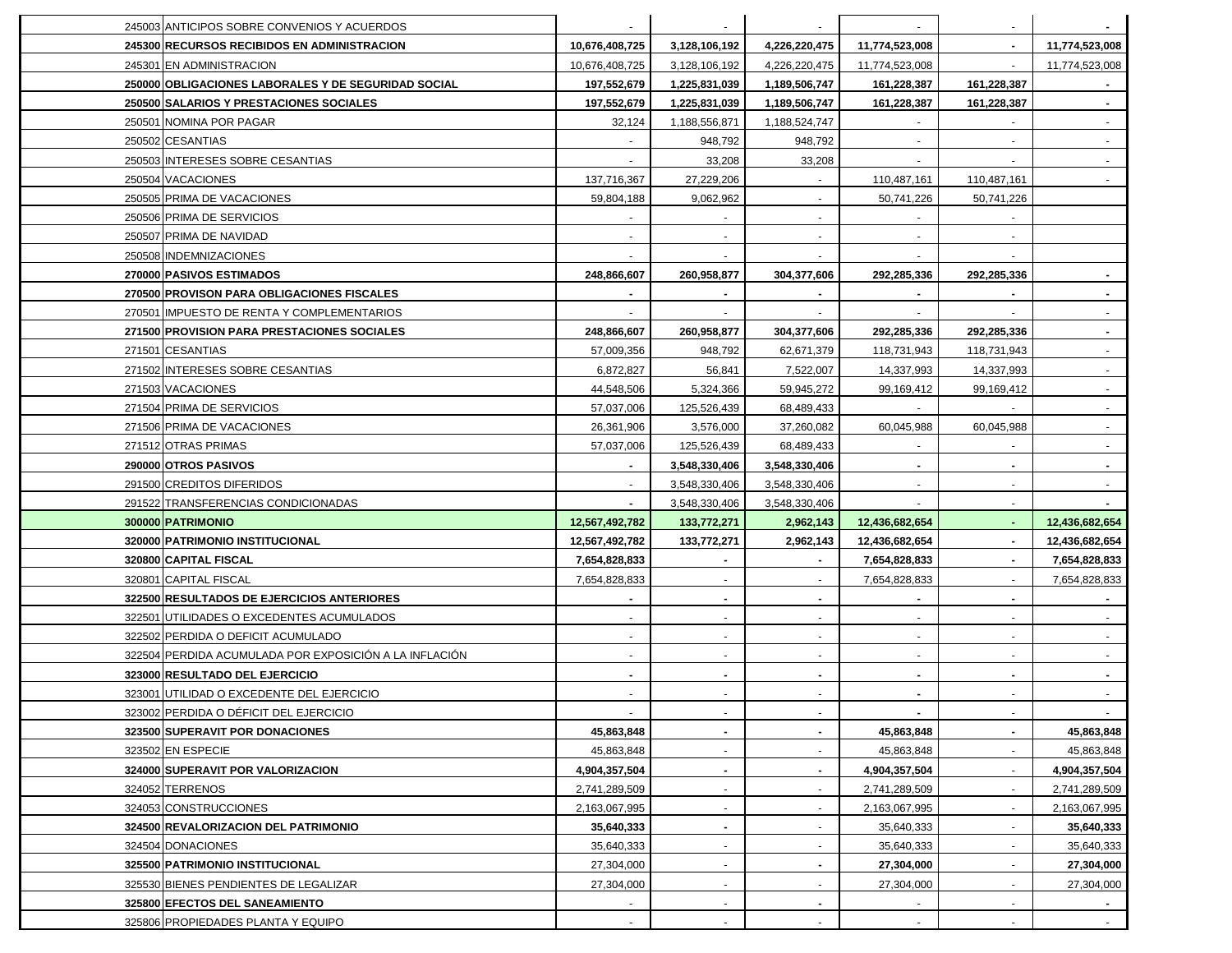| Código | Cuenta | | | | | | |
|---|---|---|---|---|---|---|---|
| 245003 | ANTICIPOS SOBRE CONVENIOS Y ACUERDOS | - | - | - | - | - | - |
| **245300** | **RECURSOS RECIBIDOS EN ADMINISTRACION** | **10,676,408,725** | **3,128,106,192** | **4,226,220,475** | **11,774,523,008** | **-** | **11,774,523,008** |
| 245301 | EN ADMINISTRACION | 10,676,408,725 | 3,128,106,192 | 4,226,220,475 | 11,774,523,008 | - | 11,774,523,008 |
| **250000** | **OBLIGACIONES LABORALES Y DE SEGURIDAD SOCIAL** | **197,552,679** | **1,225,831,039** | **1,189,506,747** | **161,228,387** | **161,228,387** | **-** |
| **250500** | **SALARIOS Y PRESTACIONES SOCIALES** | **197,552,679** | **1,225,831,039** | **1,189,506,747** | **161,228,387** | **161,228,387** | **-** |
| 250501 | NOMINA POR PAGAR | 32,124 | 1,188,556,871 | 1,188,524,747 | - | - | - |
| 250502 | CESANTIAS | - | 948,792 | 948,792 | - | - | - |
| 250503 | INTERESES SOBRE CESANTIAS | - | 33,208 | 33,208 | - | - | - |
| 250504 | VACACIONES | 137,716,367 | 27,229,206 | - | 110,487,161 | 110,487,161 | - |
| 250505 | PRIMA DE VACACIONES | 59,804,188 | 9,062,962 | - | 50,741,226 | 50,741,226 | |
| 250506 | PRIMA DE SERVICIOS | - | - | - | - | - | |
| 250507 | PRIMA DE NAVIDAD | - | - | - | - | - | |
| 250508 | INDEMNIZACIONES | - | - | - | - | - | |
| **270000** | **PASIVOS ESTIMADOS** | **248,866,607** | **260,958,877** | **304,377,606** | **292,285,336** | **292,285,336** | **-** |
| **270500** | **PROVISON PARA OBLIGACIONES FISCALES** | **-** | **-** | **-** | **-** | **-** | **-** |
| 270501 | IMPUESTO DE RENTA Y COMPLEMENTARIOS | - | - | - | - | - | - |
| **271500** | **PROVISION PARA PRESTACIONES SOCIALES** | **248,866,607** | **260,958,877** | **304,377,606** | **292,285,336** | **292,285,336** | **-** |
| 271501 | CESANTIAS | 57,009,356 | 948,792 | 62,671,379 | 118,731,943 | 118,731,943 | - |
| 271502 | INTERESES SOBRE CESANTIAS | 6,872,827 | 56,841 | 7,522,007 | 14,337,993 | 14,337,993 | - |
| 271503 | VACACIONES | 44,548,506 | 5,324,366 | 59,945,272 | 99,169,412 | 99,169,412 | - |
| 271504 | PRIMA DE SERVICIOS | 57,037,006 | 125,526,439 | 68,489,433 | - | - | - |
| 271506 | PRIMA DE VACACIONES | 26,361,906 | 3,576,000 | 37,260,082 | 60,045,988 | 60,045,988 | - |
| 271512 | OTRAS PRIMAS | 57,037,006 | 125,526,439 | 68,489,433 | - | - | - |
| **290000** | **OTROS PASIVOS** | **-** | **3,548,330,406** | **3,548,330,406** | **-** | **-** | **-** |
| 291500 | CREDITOS DIFERIDOS | - | 3,548,330,406 | 3,548,330,406 | - | - | - |
| 291522 | TRANSFERENCIAS CONDICIONADAS | - | 3,548,330,406 | 3,548,330,406 | - | - | - |
| **300000** | **PATRIMONIO** | **12,567,492,782** | **133,772,271** | **2,962,143** | **12,436,682,654** | **-** | **12,436,682,654** |
| **320000** | **PATRIMONIO INSTITUCIONAL** | **12,567,492,782** | **133,772,271** | **2,962,143** | **12,436,682,654** | **-** | **12,436,682,654** |
| **320800** | **CAPITAL FISCAL** | **7,654,828,833** | **-** | **-** | **7,654,828,833** | **-** | **7,654,828,833** |
| 320801 | CAPITAL FISCAL | 7,654,828,833 | - | - | 7,654,828,833 | - | 7,654,828,833 |
| **322500** | **RESULTADOS DE EJERCICIOS ANTERIORES** | **-** | **-** | **-** | **-** | **-** | **-** |
| 322501 | UTILIDADES O EXCEDENTES ACUMULADOS | - | - | - | - | - | - |
| 322502 | PERDIDA O DEFICIT ACUMULADO | - | - | - | - | - | - |
| 322504 | PERDIDA ACUMULADA POR EXPOSICIÓN A LA INFLACIÓN | - | - | - | - | - | - |
| **323000** | **RESULTADO DEL EJERCICIO** | **-** | **-** | **-** | **-** | **-** | **-** |
| 323001 | UTILIDAD O EXCEDENTE DEL EJERCICIO | - | - | - | - | - | - |
| 323002 | PERDIDA O DÉFICIT DEL EJERCICIO | - | - | - | - | - | - |
| **323500** | **SUPERAVIT POR DONACIONES** | **45,863,848** | **-** | **-** | **45,863,848** | **-** | **45,863,848** |
| 323502 | EN ESPECIE | 45,863,848 | - | - | 45,863,848 | - | 45,863,848 |
| **324000** | **SUPERAVIT POR VALORIZACION** | **4,904,357,504** | **-** | **-** | **4,904,357,504** | - | **4,904,357,504** |
| 324052 | TERRENOS | 2,741,289,509 | - | - | 2,741,289,509 | - | 2,741,289,509 |
| 324053 | CONSTRUCCIONES | 2,163,067,995 | - | - | 2,163,067,995 | - | 2,163,067,995 |
| **324500** | **REVALORIZACION DEL PATRIMONIO** | **35,640,333** | **-** | - | 35,640,333 | - | **35,640,333** |
| 324504 | DONACIONES | 35,640,333 | - | - | 35,640,333 | - | 35,640,333 |
| **325500** | **PATRIMONIO INSTITUCIONAL** | **27,304,000** | - | **-** | **27,304,000** | - | **27,304,000** |
| 325530 | BIENES PENDIENTES DE LEGALIZAR | 27,304,000 | - | - | 27,304,000 | - | 27,304,000 |
| **325800** | **EFECTOS DEL SANEAMIENTO** | - | - | **-** | - | - | **-** |
| 325806 | PROPIEDADES PLANTA Y EQUIPO | - | - | - | - | - | - |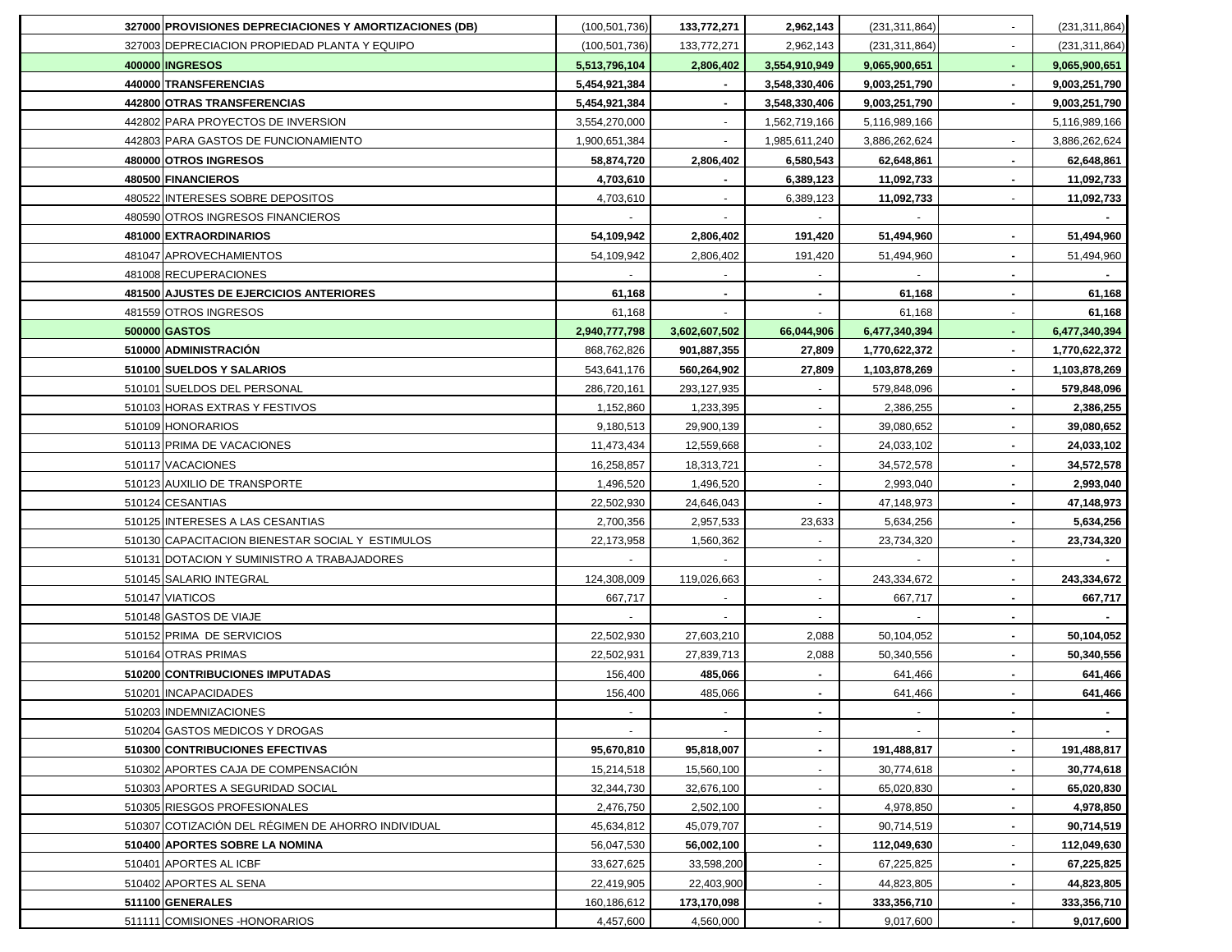| | | | | | | | |
|---|---|---|---|---|---|---|---|
| **327000** | **PROVISIONES DEPRECIACIONES Y AMORTIZACIONES (DB)** | (100,501,736) | **133,772,271** | **2,962,143** | (231,311,864) | - | (231,311,864) |
| 327003 | DEPRECIACION PROPIEDAD PLANTA Y EQUIPO | (100,501,736) | 133,772,271 | 2,962,143 | (231,311,864) | - | (231,311,864) |
| **400000** | **INGRESOS** | **5,513,796,104** | **2,806,402** | **3,554,910,949** | **9,065,900,651** | **-** | **9,065,900,651** |
| **440000** | **TRANSFERENCIAS** | **5,454,921,384** | **-** | **3,548,330,406** | **9,003,251,790** | **-** | **9,003,251,790** |
| **442800** | **OTRAS TRANSFERENCIAS** | **5,454,921,384** | **-** | **3,548,330,406** | **9,003,251,790** | **-** | **9,003,251,790** |
| 442802 | PARA PROYECTOS DE INVERSION | 3,554,270,000 | - | 1,562,719,166 | 5,116,989,166 | | 5,116,989,166 |
| 442803 | PARA GASTOS DE FUNCIONAMIENTO | 1,900,651,384 | - | 1,985,611,240 | 3,886,262,624 | - | 3,886,262,624 |
| **480000** | **OTROS INGRESOS** | **58,874,720** | **2,806,402** | **6,580,543** | **62,648,861** | **-** | **62,648,861** |
| **480500** | **FINANCIEROS** | **4,703,610** | **-** | **6,389,123** | **11,092,733** | **-** | **11,092,733** |
| 480522 | INTERESES SOBRE DEPOSITOS | 4,703,610 | - | 6,389,123 | **11,092,733** | - | **11,092,733** |
| 480590 | OTROS INGRESOS FINANCIEROS | - | - | - | - | | **-** |
| **481000** | **EXTRAORDINARIOS** | **54,109,942** | **2,806,402** | **191,420** | **51,494,960** | **-** | **51,494,960** |
| 481047 | APROVECHAMIENTOS | 54,109,942 | 2,806,402 | 191,420 | 51,494,960 | **-** | 51,494,960 |
| 481008 | RECUPERACIONES | - | - | - | - | **-** | **-** |
| **481500** | **AJUSTES DE EJERCICIOS ANTERIORES** | **61,168** | **-** | **-** | **61,168** | **-** | **61,168** |
| 481559 | OTROS INGRESOS | 61,168 | - | - | 61,168 | - | **61,168** |
| **500000** | **GASTOS** | **2,940,777,798** | **3,602,607,502** | **66,044,906** | **6,477,340,394** | **-** | **6,477,340,394** |
| **510000** | **ADMINISTRACIÓN** | 868,762,826 | **901,887,355** | **27,809** | **1,770,622,372** | **-** | **1,770,622,372** |
| **510100** | **SUELDOS Y SALARIOS** | 543,641,176 | **560,264,902** | **27,809** | **1,103,878,269** | **-** | **1,103,878,269** |
| 510101 | SUELDOS DEL PERSONAL | 286,720,161 | 293,127,935 | - | 579,848,096 | **-** | **579,848,096** |
| 510103 | HORAS EXTRAS Y FESTIVOS | 1,152,860 | 1,233,395 | - | 2,386,255 | **-** | **2,386,255** |
| 510109 | HONORARIOS | 9,180,513 | 29,900,139 | - | 39,080,652 | **-** | **39,080,652** |
| 510113 | PRIMA DE VACACIONES | 11,473,434 | 12,559,668 | - | 24,033,102 | **-** | **24,033,102** |
| 510117 | VACACIONES | 16,258,857 | 18,313,721 | - | 34,572,578 | **-** | **34,572,578** |
| 510123 | AUXILIO DE TRANSPORTE | 1,496,520 | 1,496,520 | - | 2,993,040 | **-** | **2,993,040** |
| 510124 | CESANTIAS | 22,502,930 | 24,646,043 | - | 47,148,973 | **-** | **47,148,973** |
| 510125 | INTERESES A LAS CESANTIAS | 2,700,356 | 2,957,533 | 23,633 | 5,634,256 | **-** | **5,634,256** |
| 510130 | CAPACITACION BIENESTAR SOCIAL Y ESTIMULOS | 22,173,958 | 1,560,362 | - | 23,734,320 | **-** | **23,734,320** |
| 510131 | DOTACION Y SUMINISTRO A TRABAJADORES | - | - | - | - | **-** | **-** |
| 510145 | SALARIO INTEGRAL | 124,308,009 | 119,026,663 | - | 243,334,672 | **-** | **243,334,672** |
| 510147 | VIATICOS | 667,717 | - | - | 667,717 | **-** | **667,717** |
| 510148 | GASTOS DE VIAJE | - | - | - | - | **-** | **-** |
| 510152 | PRIMA DE SERVICIOS | 22,502,930 | 27,603,210 | 2,088 | 50,104,052 | **-** | **50,104,052** |
| 510164 | OTRAS PRIMAS | 22,502,931 | 27,839,713 | 2,088 | 50,340,556 | **-** | **50,340,556** |
| **510200** | **CONTRIBUCIONES IMPUTADAS** | 156,400 | **485,066** | **-** | 641,466 | **-** | **641,466** |
| 510201 | INCAPACIDADES | 156,400 | 485,066 | **-** | 641,466 | **-** | **641,466** |
| 510203 | INDEMNIZACIONES | - | - | **-** | - | **-** | **-** |
| 510204 | GASTOS MEDICOS Y DROGAS | - | - | - | - | **-** | **-** |
| **510300** | **CONTRIBUCIONES EFECTIVAS** | **95,670,810** | **95,818,007** | **-** | **191,488,817** | **-** | **191,488,817** |
| 510302 | APORTES CAJA DE COMPENSACIÓN | 15,214,518 | 15,560,100 | - | 30,774,618 | **-** | **30,774,618** |
| 510303 | APORTES A SEGURIDAD SOCIAL | 32,344,730 | 32,676,100 | - | 65,020,830 | **-** | **65,020,830** |
| 510305 | RIESGOS PROFESIONALES | 2,476,750 | 2,502,100 | - | 4,978,850 | **-** | **4,978,850** |
| 510307 | COTIZACIÓN DEL RÉGIMEN DE AHORRO INDIVIDUAL | 45,634,812 | 45,079,707 | - | 90,714,519 | **-** | **90,714,519** |
| **510400** | **APORTES SOBRE LA NOMINA** | 56,047,530 | **56,002,100** | **-** | **112,049,630** | - | **112,049,630** |
| 510401 | APORTES AL ICBF | 33,627,625 | 33,598,200 | - | 67,225,825 | **-** | **67,225,825** |
| 510402 | APORTES AL SENA | 22,419,905 | 22,403,900 | - | 44,823,805 | **-** | **44,823,805** |
| **511100** | **GENERALES** | 160,186,612 | **173,170,098** | **-** | **333,356,710** | **-** | **333,356,710** |
| 511111 | COMISIONES -HONORARIOS | 4,457,600 | 4,560,000 | - | 9,017,600 | **-** | **9,017,600** |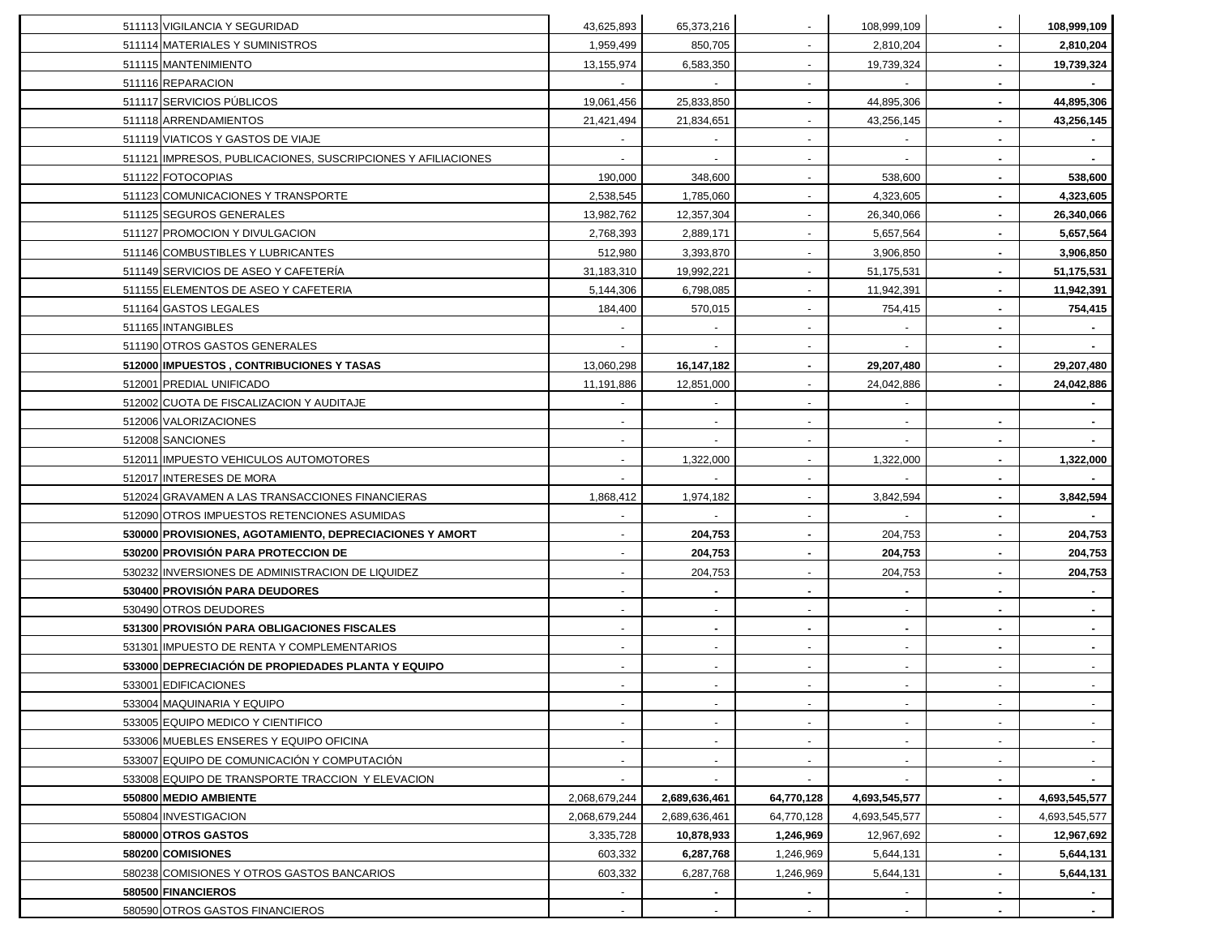| Código | Cuenta | | | | | | |
|---|---|---|---|---|---|---|---|
| 511113 | VIGILANCIA Y SEGURIDAD | 43,625,893 | 65,373,216 | - | 108,999,109 | - | **108,999,109** |
| 511114 | MATERIALES Y SUMINISTROS | 1,959,499 | 850,705 | - | 2,810,204 | - | **2,810,204** |
| 511115 | MANTENIMIENTO | 13,155,974 | 6,583,350 | - | 19,739,324 | - | **19,739,324** |
| 511116 | REPARACION | - | - | - | - | - | - |
| 511117 | SERVICIOS PÚBLICOS | 19,061,456 | 25,833,850 | - | 44,895,306 | - | **44,895,306** |
| 511118 | ARRENDAMIENTOS | 21,421,494 | 21,834,651 | - | 43,256,145 | - | **43,256,145** |
| 511119 | VIATICOS Y GASTOS DE VIAJE | - | - | - | - | - | - |
| 511121 | IMPRESOS, PUBLICACIONES, SUSCRIPCIONES Y AFILIACIONES | - | - | - | - | - | - |
| 511122 | FOTOCOPIAS | 190,000 | 348,600 | - | 538,600 | - | **538,600** |
| 511123 | COMUNICACIONES Y TRANSPORTE | 2,538,545 | 1,785,060 | - | 4,323,605 | - | **4,323,605** |
| 511125 | SEGUROS GENERALES | 13,982,762 | 12,357,304 | - | 26,340,066 | - | **26,340,066** |
| 511127 | PROMOCION Y DIVULGACION | 2,768,393 | 2,889,171 | - | 5,657,564 | - | **5,657,564** |
| 511146 | COMBUSTIBLES Y LUBRICANTES | 512,980 | 3,393,870 | - | 3,906,850 | - | **3,906,850** |
| 511149 | SERVICIOS DE ASEO Y CAFETERÍA | 31,183,310 | 19,992,221 | - | 51,175,531 | - | **51,175,531** |
| 511155 | ELEMENTOS DE ASEO Y CAFETERIA | 5,144,306 | 6,798,085 | - | 11,942,391 | - | **11,942,391** |
| 511164 | GASTOS LEGALES | 184,400 | 570,015 | - | 754,415 | - | **754,415** |
| 511165 | INTANGIBLES | - | - | - | - | - | - |
| 511190 | OTROS GASTOS GENERALES | - | - | - | - | - | - |
| **512000** | **IMPUESTOS , CONTRIBUCIONES Y TASAS** | 13,060,298 | **16,147,182** | - | **29,207,480** | - | **29,207,480** |
| 512001 | PREDIAL UNIFICADO | 11,191,886 | 12,851,000 | - | 24,042,886 | - | **24,042,886** |
| 512002 | CUOTA DE FISCALIZACION Y AUDITAJE | - | - | - | - | | - |
| 512006 | VALORIZACIONES | - | - | - | - | - | - |
| 512008 | SANCIONES | - | - | - | - | - | - |
| 512011 | IMPUESTO VEHICULOS AUTOMOTORES | - | 1,322,000 | - | 1,322,000 | - | **1,322,000** |
| 512017 | INTERESES DE MORA | - | - | - | - | - | - |
| 512024 | GRAVAMEN A LAS TRANSACCIONES FINANCIERAS | 1,868,412 | 1,974,182 | - | 3,842,594 | - | **3,842,594** |
| 512090 | OTROS IMPUESTOS RETENCIONES ASUMIDAS | - | - | - | - | - | - |
| **530000** | **PROVISIONES, AGOTAMIENTO, DEPRECIACIONES Y AMORT** | - | **204,753** | - | 204,753 | - | **204,753** |
| **530200** | **PROVISIÓN PARA PROTECCION DE** | - | **204,753** | - | **204,753** | - | **204,753** |
| 530232 | INVERSIONES DE ADMINISTRACION DE LIQUIDEZ | - | 204,753 | - | 204,753 | - | **204,753** |
| **530400** | **PROVISIÓN PARA DEUDORES** | - | - | - | - | - | - |
| 530490 | OTROS DEUDORES | - | - | - | - | - | - |
| **531300** | **PROVISIÓN PARA OBLIGACIONES FISCALES** | - | - | - | - | - | - |
| 531301 | IMPUESTO DE RENTA Y COMPLEMENTARIOS | - | - | - | - | - | - |
| **533000** | **DEPRECIACIÓN DE PROPIEDADES PLANTA Y EQUIPO** | - | - | - | - | - | - |
| 533001 | EDIFICACIONES | - | - | - | - | - | - |
| 533004 | MAQUINARIA Y EQUIPO | - | - | - | - | - | - |
| 533005 | EQUIPO MEDICO Y CIENTIFICO | - | - | - | - | - | - |
| 533006 | MUEBLES ENSERES Y EQUIPO OFICINA | - | - | - | - | - | - |
| 533007 | EQUIPO DE COMUNICACIÓN Y COMPUTACIÓN | - | - | - | - | - | - |
| 533008 | EQUIPO DE TRANSPORTE TRACCION Y ELEVACION | - | - | - | - | - | - |
| **550800** | **MEDIO AMBIENTE** | 2,068,679,244 | **2,689,636,461** | **64,770,128** | **4,693,545,577** | - | **4,693,545,577** |
| 550804 | INVESTIGACION | 2,068,679,244 | 2,689,636,461 | 64,770,128 | 4,693,545,577 | - | 4,693,545,577 |
| **580000** | **OTROS GASTOS** | 3,335,728 | **10,878,933** | **1,246,969** | 12,967,692 | - | **12,967,692** |
| **580200** | **COMISIONES** | 603,332 | **6,287,768** | 1,246,969 | 5,644,131 | - | **5,644,131** |
| 580238 | COMISIONES Y OTROS GASTOS BANCARIOS | 603,332 | 6,287,768 | 1,246,969 | 5,644,131 | - | **5,644,131** |
| **580500** | **FINANCIEROS** | - | - | - | - | - | - |
| 580590 | OTROS GASTOS FINANCIEROS | - | - | - | - | - | - |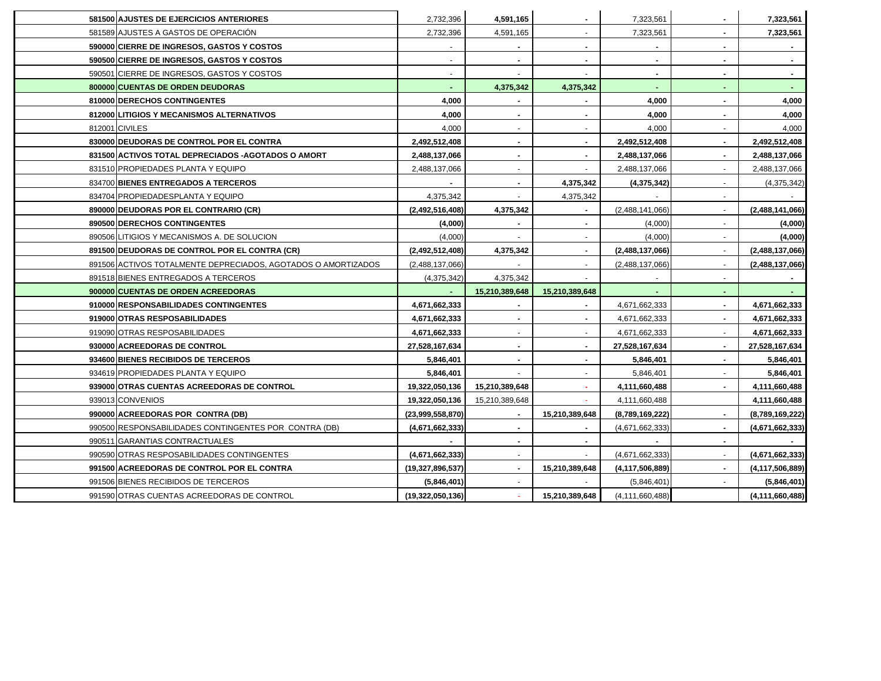| | | | | | | | |
|---|---|---|---|---|---|---|---|
| 581500 | **AJUSTES DE EJERCICIOS ANTERIORES** | 2,732,396 | **4,591,165** | **-** | 7,323,561 | **-** | **7,323,561** |
| 581589 | AJUSTES A GASTOS DE OPERACIÓN | 2,732,396 | 4,591,165 | - | 7,323,561 | **-** | **7,323,561** |
| 590000 | **CIERRE DE INGRESOS, GASTOS Y COSTOS** | - | **-** | **-** | **-** | **-** | **-** |
| 590500 | **CIERRE DE INGRESOS, GASTOS Y COSTOS** | - | **-** | **-** | **-** | **-** | **-** |
| 590501 | CIERRE DE INGRESOS, GASTOS Y COSTOS | - | - | - | **-** | **-** | **-** |
| 800000 | **CUENTAS DE ORDEN DEUDORAS** | **-** | **4,375,342** | **4,375,342** | **-** | **-** | **-** |
| 810000 | **DERECHOS CONTINGENTES** | **4,000** | **-** | **-** | **4,000** | **-** | **4,000** |
| 812000 | **LITIGIOS Y MECANISMOS ALTERNATIVOS** | **4,000** | **-** | **-** | **4,000** | **-** | **4,000** |
| 812001 | CIVILES | 4,000 | - | - | 4,000 | - | 4,000 |
| 830000 | **DEUDORAS DE CONTROL POR EL CONTRA** | **2,492,512,408** | **-** | **-** | **2,492,512,408** | **-** | **2,492,512,408** |
| 831500 | **ACTIVOS TOTAL DEPRECIADOS -AGOTADOS O AMORT** | **2,488,137,066** | **-** | **-** | **2,488,137,066** | **-** | **2,488,137,066** |
| 831510 | PROPIEDADES PLANTA Y EQUIPO | 2,488,137,066 | - | - | 2,488,137,066 | - | 2,488,137,066 |
| 834700 | **BIENES ENTREGADOS A TERCEROS** | **-** | **-** | **4,375,342** | **(4,375,342)** | - | (4,375,342) |
| 834704 | PROPIEDADESPLANTA Y EQUIPO | 4,375,342 | - | 4,375,342 | - | - | - |
| 890000 | **DEUDORAS POR EL CONTRARIO (CR)** | **(2,492,516,408)** | **4,375,342** | **-** | (2,488,141,066) | - | **(2,488,141,066)** |
| 890500 | **DERECHOS CONTINGENTES** | **(4,000)** | **-** | **-** | (4,000) | - | **(4,000)** |
| 890506 | LITIGIOS Y MECANISMOS A. DE SOLUCION | (4,000) | - | - | (4,000) | - | **(4,000)** |
| 891500 | **DEUDORAS DE CONTROL POR EL CONTRA (CR)** | **(2,492,512,408)** | **4,375,342** | **-** | **(2,488,137,066)** | - | **(2,488,137,066)** |
| 891506 | ACTIVOS TOTALMENTE DEPRECIADOS, AGOTADOS O AMORTIZADOS | (2,488,137,066) | - | - | (2,488,137,066) | - | **(2,488,137,066)** |
| 891518 | BIENES ENTREGADOS A TERCEROS | (4,375,342) | 4,375,342 | - | - | - | **-** |
| 900000 | **CUENTAS DE ORDEN ACREEDORAS** | **-** | **15,210,389,648** | **15,210,389,648** | **-** | **-** | **-** |
| 910000 | **RESPONSABILIDADES CONTINGENTES** | **4,671,662,333** | **-** | **-** | 4,671,662,333 | **-** | **4,671,662,333** |
| 919000 | **OTRAS RESPOSABILIDADES** | **4,671,662,333** | **-** | **-** | 4,671,662,333 | **-** | **4,671,662,333** |
| 919090 | OTRAS RESPOSABILIDADES | **4,671,662,333** | - | - | 4,671,662,333 | - | **4,671,662,333** |
| 930000 | **ACREEDORAS DE CONTROL** | **27,528,167,634** | **-** | **-** | **27,528,167,634** | **-** | **27,528,167,634** |
| 934600 | **BIENES RECIBIDOS DE TERCEROS** | **5,846,401** | **-** | **-** | **5,846,401** | **-** | **5,846,401** |
| 934619 | PROPIEDADES PLANTA Y EQUIPO | **5,846,401** | - | - | 5,846,401 | - | **5,846,401** |
| 939000 | **OTRAS CUENTAS ACREEDORAS DE CONTROL** | **19,322,050,136** | **15,210,389,648** | - | **4,111,660,488** | **-** | **4,111,660,488** |
| 939013 | CONVENIOS | **19,322,050,136** | 15,210,389,648 | - | 4,111,660,488 | | **4,111,660,488** |
| 990000 | **ACREEDORAS POR CONTRA (DB)** | **(23,999,558,870)** | **-** | **15,210,389,648** | **(8,789,169,222)** | **-** | **(8,789,169,222)** |
| 990500 | RESPONSABILIDADES CONTINGENTES POR CONTRA (DB) | **(4,671,662,333)** | **-** | **-** | (4,671,662,333) | **-** | **(4,671,662,333)** |
| 990511 | GARANTIAS CONTRACTUALES | **-** | **-** | **-** | **-** | **-** | **-** |
| 990590 | OTRAS RESPOSABILIDADES CONTINGENTES | **(4,671,662,333)** | - | - | (4,671,662,333) | - | **(4,671,662,333)** |
| 991500 | **ACREEDORAS DE CONTROL POR EL CONTRA** | **(19,327,896,537)** | **-** | **15,210,389,648** | **(4,117,506,889)** | **-** | **(4,117,506,889)** |
| 991506 | BIENES RECIBIDOS DE TERCEROS | **(5,846,401)** | - | - | (5,846,401) | - | **(5,846,401)** |
| 991590 | OTRAS CUENTAS ACREEDORAS DE CONTROL | **(19,322,050,136)** | - | **15,210,389,648** | (4,111,660,488) | | **(4,111,660,488)** |